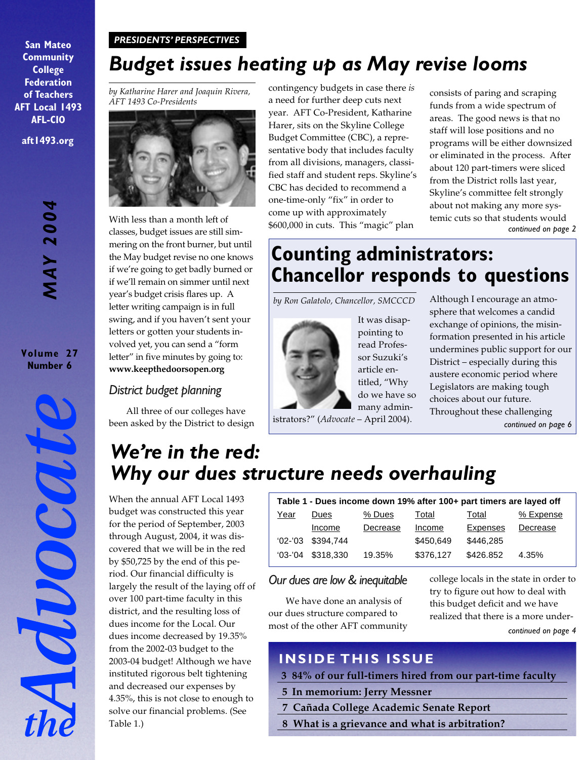San Mateo Community College Federation of Teachers
AFT Local 1493
AFL-CIO

aft1493.org

MAY 2004

Volume 27
Number 6

# the Advocate

*PRESIDENTS' PERSPECTIVES*

# Budget issues heating up as May revise looms

*by Katharine Harer and Joaquin Rivera, AFT 1493 Co-Presidents*

With less than a month left of classes, budget issues are still simmering on the front burner, but until the May budget revise no one knows if we're going to get badly burned or if we'll remain on simmer until next year's budget crisis flares up. A letter writing campaign is in full swing, and if you haven't sent your letters or gotten your students involved yet, you can send a "form letter" in five minutes by going to: **www.keepthedoorsopen.org**

### District budget planning

All three of our colleges have been asked by the District to design contingency budgets in case there *is* a need for further deep cuts next year. AFT Co-President, Katharine Harer, sits on the Skyline College Budget Committee (CBC), a representative body that includes faculty from all divisions, managers, classified staff and student reps. Skyline's CBC has decided to recommend a one-time-only "fix" in order to come up with approximately $600,000 in cuts. This "magic" plan consists of paring and scraping funds from a wide spectrum of areas. The good news is that no staff will lose positions and no programs will be either downsized or eliminated in the process. After about 120 part-timers were sliced from the District rolls last year, Skyline's committee felt strongly about not making any more systemic cuts so that students would

*continued on page 2*

# Counting administrators: Chancellor responds to questions

*by Ron Galatolo, Chancellor, SMCCCD*

It was disappointing to read Professor Suzuki's article entitled, "Why do we have so many administrators?" (*Advocate* – April 2004). Although I encourage an atmosphere that welcomes a candid exchange of opinions, the misinformation presented in his article undermines public support for our District – especially during this austere economic period where Legislators are making tough choices about our future. Throughout these challenging

*continued on page 6*

# We're in the red: Why our dues structure needs overhauling

When the annual AFT Local 1493 budget was constructed this year for the period of September, 2003 through August, 2004, it was discovered that we will be in the red by $50,725 by the end of this period. Our financial difficulty is largely the result of the laying off of over 100 part-time faculty in this district, and the resulting loss of dues income for the Local. Our dues income decreased by 19.35% from the 2002-03 budget to the 2003-04 budget! Although we have instituted rigorous belt tightening and decreased our expenses by 4.35%, this is not close to enough to solve our financial problems. (See Table 1.)

**Table 1 - Dues income down 19% after 100+ part timers are layed off**

| Year | Dues Income | % Dues Decrease | Total Income | Total Expenses | % Expense Decrease |
|---|---|---|---|---|---|
| '02-'03 | $394,744 | | $450,649 | $446,285 | |
| '03-'04 | $318,330 | 19.35% | $376,127 | $426.852 | 4.35% |

### Our dues are low & inequitable

We have done an analysis of our dues structure compared to most of the other AFT community college locals in the state in order to try to figure out how to deal with this budget deficit and we have realized that there is a more under-

*continued on page 4*

## INSIDE THIS ISSUE

- 3 84% of our full-timers hired from our part-time faculty
- 5 In memorium: Jerry Messner
- 7 Cañada College Academic Senate Report
- 8 What is a grievance and what is arbitration?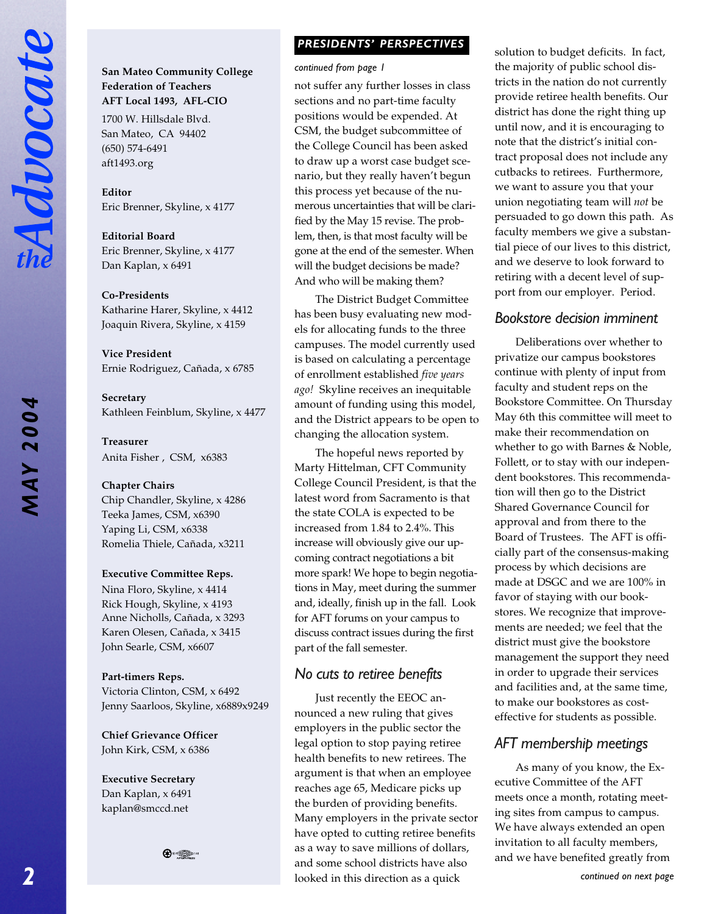**San Mateo Community College Federation of Teachers AFT Local 1493, AFL-CIO**

1700 W. Hillsdale Blvd.
San Mateo, CA 94402
(650) 574-6491
aft1493.org

**Editor**
Eric Brenner, Skyline, x 4177

**Editorial Board**
Eric Brenner, Skyline, x 4177
Dan Kaplan, x 6491

**Co-Presidents**
Katharine Harer, Skyline, x 4412
Joaquin Rivera, Skyline, x 4159

**Vice President**
Ernie Rodriguez, Cañada, x 6785

**Secretary**
Kathleen Feinblum, Skyline, x 4477

**Treasurer**
Anita Fisher , CSM, x6383

**Chapter Chairs**
Chip Chandler, Skyline, x 4286
Teeka James, CSM, x6390
Yaping Li, CSM, x6338
Romelia Thiele, Cañada, x3211

**Executive Committee Reps.**
Nina Floro, Skyline, x 4414
Rick Hough, Skyline, x 4193
Anne Nicholls, Cañada, x 3293
Karen Olesen, Cañada, x 3415
John Searle, CSM, x6607

**Part-timers Reps.**
Victoria Clinton, CSM, x 6492
Jenny Saarloos, Skyline, x6889x9249

**Chief Grievance Officer**
John Kirk, CSM, x 6386

**Executive Secretary**
Dan Kaplan, x 6491
kaplan@smccd.net

## PRESIDENTS' PERSPECTIVES

*continued from page 1*

not suffer any further losses in class sections and no part-time faculty positions would be expended. At CSM, the budget subcommittee of the College Council has been asked to draw up a worst case budget scenario, but they really haven't begun this process yet because of the numerous uncertainties that will be clarified by the May 15 revise. The problem, then, is that most faculty will be gone at the end of the semester. When will the budget decisions be made? And who will be making them?

The District Budget Committee has been busy evaluating new models for allocating funds to the three campuses. The model currently used is based on calculating a percentage of enrollment established *five years ago!* Skyline receives an inequitable amount of funding using this model, and the District appears to be open to changing the allocation system.

The hopeful news reported by Marty Hittelman, CFT Community College Council President, is that the latest word from Sacramento is that the state COLA is expected to be increased from 1.84 to 2.4%. This increase will obviously give our upcoming contract negotiations a bit more spark! We hope to begin negotiations in May, meet during the summer and, ideally, finish up in the fall. Look for AFT forums on your campus to discuss contract issues during the first part of the fall semester.

### No cuts to retiree benefits

Just recently the EEOC announced a new ruling that gives employers in the public sector the legal option to stop paying retiree health benefits to new retirees. The argument is that when an employee reaches age 65, Medicare picks up the burden of providing benefits. Many employers in the private sector have opted to cutting retiree benefits as a way to save millions of dollars, and some school districts have also looked in this direction as a quick solution to budget deficits. In fact, the majority of public school districts in the nation do not currently provide retiree health benefits. Our district has done the right thing up until now, and it is encouraging to note that the district's initial contract proposal does not include any cutbacks to retirees. Furthermore, we want to assure you that your union negotiating team will *not* be persuaded to go down this path. As faculty members we give a substantial piece of our lives to this district, and we deserve to look forward to retiring with a decent level of support from our employer. Period.

### Bookstore decision imminent

Deliberations over whether to privatize our campus bookstores continue with plenty of input from faculty and student reps on the Bookstore Committee. On Thursday May 6th this committee will meet to make their recommendation on whether to go with Barnes & Noble, Follett, or to stay with our independent bookstores. This recommendation will then go to the District Shared Governance Council for approval and from there to the Board of Trustees. The AFT is officially part of the consensus-making process by which decisions are made at DSGC and we are 100% in favor of staying with our bookstores. We recognize that improvements are needed; we feel that the district must give the bookstore management the support they need in order to upgrade their services and facilities and, at the same time, to make our bookstores as cost-effective for students as possible.

### AFT membership meetings

As many of you know, the Executive Committee of the AFT meets once a month, rotating meeting sites from campus to campus. We have always extended an open invitation to all faculty members, and we have benefited greatly from

*continued on next page*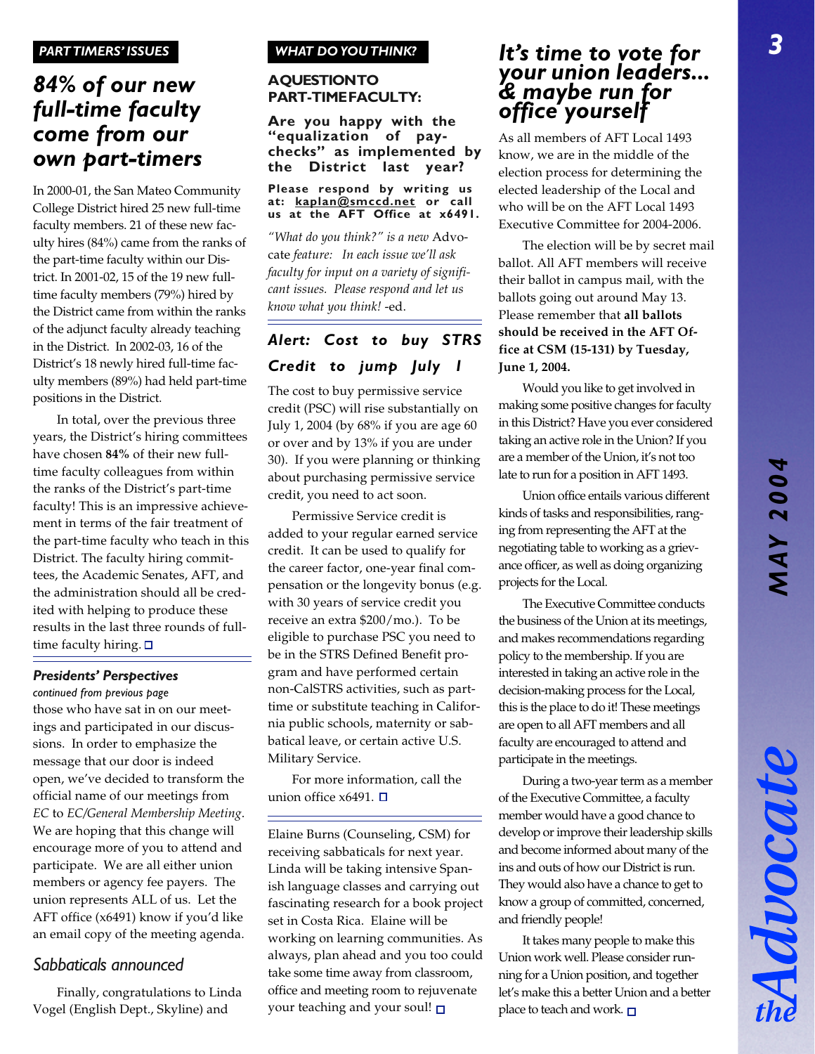**PART TIMERS' ISSUES**

## 84% of our new full-time faculty come from our own part-timers

In 2000-01, the San Mateo Community College District hired 25 new full-time faculty members. 21 of these new faculty hires (84%) came from the ranks of the part-time faculty within our District. In 2001-02, 15 of the 19 new full-time faculty members (79%) hired by the District came from within the ranks of the adjunct faculty already teaching in the District. In 2002-03, 16 of the District's 18 newly hired full-time faculty members (89%) had held part-time positions in the District.

In total, over the previous three years, the District's hiring committees have chosen **84%** of their new full-time faculty colleagues from within the ranks of the District's part-time faculty! This is an impressive achievement in terms of the fair treatment of the part-time faculty who teach in this District. The faculty hiring committees, the Academic Senates, AFT, and the administration should all be credited with helping to produce these results in the last three rounds of full-time faculty hiring. □

### Presidents' Perspectives

*continued from previous page*

those who have sat in on our meetings and participated in our discussions. In order to emphasize the message that our door is indeed open, we've decided to transform the official name of our meetings from *EC* to *EC/General Membership Meeting*. We are hoping that this change will encourage more of you to attend and participate. We are all either union members or agency fee payers. The union represents ALL of us. Let the AFT office (x6491) know if you'd like an email copy of the meeting agenda.

### Sabbaticals announced

Finally, congratulations to Linda Vogel (English Dept., Skyline) and Elaine Burns (Counseling, CSM) for receiving sabbaticals for next year. Linda will be taking intensive Spanish language classes and carrying out fascinating research for a book project set in Costa Rica. Elaine will be working on learning communities. As always, plan ahead and you too could take some time away from classroom, office and meeting room to rejuvenate your teaching and your soul! □

**WHAT DO YOU THINK?**

### A QUESTION TO PART-TIME FACULTY:

**Are you happy with the "equalization of paychecks" as implemented by the District last year?**

**Please respond by writing us at: kaplan@smccd.net or call us at the AFT Office at x6491.**

*"What do you think?" is a new* Advocate *feature: In each issue we'll ask faculty for input on a variety of significant issues. Please respond and let us know what you think! -ed.*

### Alert: Cost to buy STRS Credit to jump July 1

The cost to buy permissive service credit (PSC) will rise substantially on July 1, 2004 (by 68% if you are age 60 or over and by 13% if you are under 30). If you were planning or thinking about purchasing permissive service credit, you need to act soon.

Permissive Service credit is added to your regular earned service credit. It can be used to qualify for the career factor, one-year final compensation or the longevity bonus (e.g. with 30 years of service credit you receive an extra $200/mo.). To be eligible to purchase PSC you need to be in the STRS Defined Benefit program and have performed certain non-CalSTRS activities, such as part-time or substitute teaching in California public schools, maternity or sabbatical leave, or certain active U.S. Military Service.

For more information, call the union office x6491. □

## It's time to vote for your union leaders... & maybe run for office yourself

As all members of AFT Local 1493 know, we are in the middle of the election process for determining the elected leadership of the Local and who will be on the AFT Local 1493 Executive Committee for 2004-2006.

The election will be by secret mail ballot. All AFT members will receive their ballot in campus mail, with the ballots going out around May 13. Please remember that **all ballots should be received in the AFT Office at CSM (15-131) by Tuesday, June 1, 2004.**

Would you like to get involved in making some positive changes for faculty in this District? Have you ever considered taking an active role in the Union? If you are a member of the Union, it's not too late to run for a position in AFT 1493.

Union office entails various different kinds of tasks and responsibilities, ranging from representing the AFT at the negotiating table to working as a grievance officer, as well as doing organizing projects for the Local.

The Executive Committee conducts the business of the Union at its meetings, and makes recommendations regarding policy to the membership. If you are interested in taking an active role in the decision-making process for the Local, this is the place to do it! These meetings are open to all AFT members and all faculty are encouraged to attend and participate in the meetings.

During a two-year term as a member of the Executive Committee, a faculty member would have a good chance to develop or improve their leadership skills and become informed about many of the ins and outs of how our District is run. They would also have a chance to get to know a group of committed, concerned, and friendly people!

It takes many people to make this Union work well. Please consider running for a Union position, and together let's make this a better Union and a better place to teach and work. □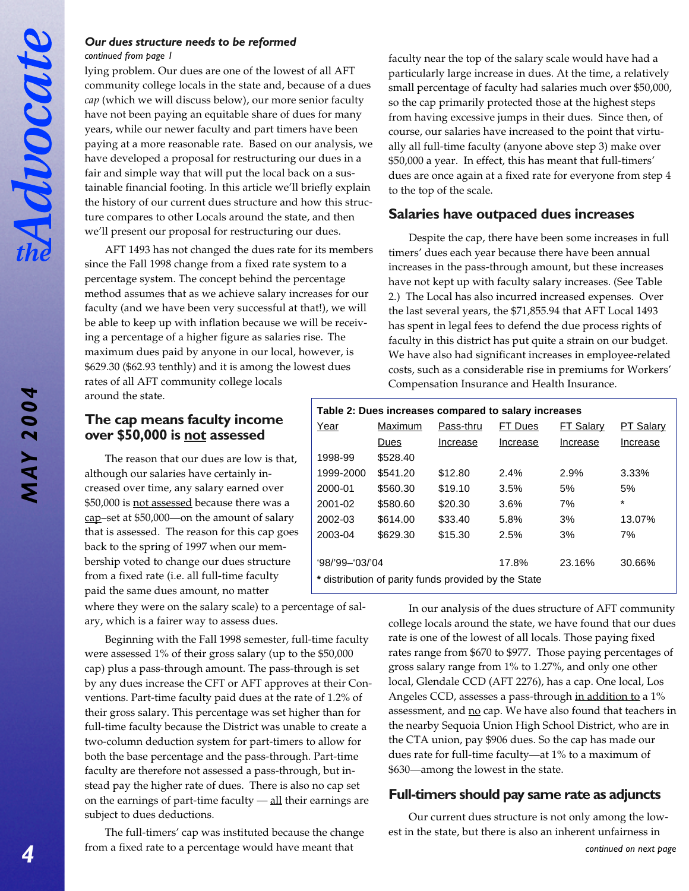### *Our dues structure needs to be reformed*

*continued from page 1*

lying problem. Our dues are one of the lowest of all AFT community college locals in the state and, because of a dues *cap* (which we will discuss below), our more senior faculty have not been paying an equitable share of dues for many years, while our newer faculty and part timers have been paying at a more reasonable rate. Based on our analysis, we have developed a proposal for restructuring our dues in a fair and simple way that will put the local back on a sustainable financial footing. In this article we'll briefly explain the history of our current dues structure and how this structure compares to other Locals around the state, and then we'll present our proposal for restructuring our dues.

AFT 1493 has not changed the dues rate for its members since the Fall 1998 change from a fixed rate system to a percentage system. The concept behind the percentage method assumes that as we achieve salary increases for our faculty (and we have been very successful at that!), we will be able to keep up with inflation because we will be receiving a percentage of a higher figure as salaries rise. The maximum dues paid by anyone in our local, however, is $629.30 ($62.93 tenthly) and it is among the lowest dues rates of all AFT community college locals around the state.

## The cap means faculty income over $50,000 is not assessed

The reason that our dues are low is that, although our salaries have certainly increased over time, any salary earned over $50,000 is not assessed because there was a cap–set at $50,000—on the amount of salary that is assessed. The reason for this cap goes back to the spring of 1997 when our membership voted to change our dues structure from a fixed rate (i.e. all full-time faculty paid the same dues amount, no matter where they were on the salary scale) to a percentage of salary, which is a fairer way to assess dues.

Beginning with the Fall 1998 semester, full-time faculty were assessed 1% of their gross salary (up to the $50,000 cap) plus a pass-through amount. The pass-through is set by any dues increase the CFT or AFT approves at their Conventions. Part-time faculty paid dues at the rate of 1.2% of their gross salary. This percentage was set higher than for full-time faculty because the District was unable to create a two-column deduction system for part-timers to allow for both the base percentage and the pass-through. Part-time faculty are therefore not assessed a pass-through, but instead pay the higher rate of dues. There is also no cap set on the earnings of part-time faculty — all their earnings are subject to dues deductions.

The full-timers' cap was instituted because the change from a fixed rate to a percentage would have meant that faculty near the top of the salary scale would have had a particularly large increase in dues. At the time, a relatively small percentage of faculty had salaries much over $50,000, so the cap primarily protected those at the highest steps from having excessive jumps in their dues. Since then, of course, our salaries have increased to the point that virtually all full-time faculty (anyone above step 3) make over $50,000 a year. In effect, this has meant that full-timers' dues are once again at a fixed rate for everyone from step 4 to the top of the scale.

## Salaries have outpaced dues increases

Despite the cap, there have been some increases in full timers' dues each year because there have been annual increases in the pass-through amount, but these increases have not kept up with faculty salary increases. (See Table 2.) The Local has also incurred increased expenses. Over the last several years, the $71,855.94 that AFT Local 1493 has spent in legal fees to defend the due process rights of faculty in this district has put quite a strain on our budget. We have also had significant increases in employee-related costs, such as a considerable rise in premiums for Workers' Compensation Insurance and Health Insurance.

**Table 2: Dues increases compared to salary increases**

| Year | Maximum Dues | Pass-thru Increase | FT Dues Increase | FT Salary Increase | PT Salary Increase |
|---|---|---|---|---|---|
| 1998-99 | $528.40 | | | | |
| 1999-2000 | $541.20 | $12.80 | 2.4% | 2.9% | 3.33% |
| 2000-01 | $560.30 | $19.10 | 3.5% | 5% | 5% |
| 2001-02 | $580.60 | $20.30 | 3.6% | 7% | * |
| 2002-03 | $614.00 | $33.40 | 5.8% | 3% | 13.07% |
| 2003-04 | $629.30 | $15.30 | 2.5% | 3% | 7% |
| '98/'99–'03/'04 | | | 17.8% | 23.16% | 30.66% |

**\*** distribution of parity funds provided by the State

In our analysis of the dues structure of AFT community college locals around the state, we have found that our dues rate is one of the lowest of all locals. Those paying fixed rates range from $670 to $977. Those paying percentages of gross salary range from 1% to 1.27%, and only one other local, Glendale CCD (AFT 2276), has a cap. One local, Los Angeles CCD, assesses a pass-through in addition to a 1% assessment, and no cap. We have also found that teachers in the nearby Sequoia Union High School District, who are in the CTA union, pay $906 dues. So the cap has made our dues rate for full-time faculty—at 1% to a maximum of $630—among the lowest in the state.

## Full-timers should pay same rate as adjuncts

Our current dues structure is not only among the lowest in the state, but there is also an inherent unfairness in

*continued on next page*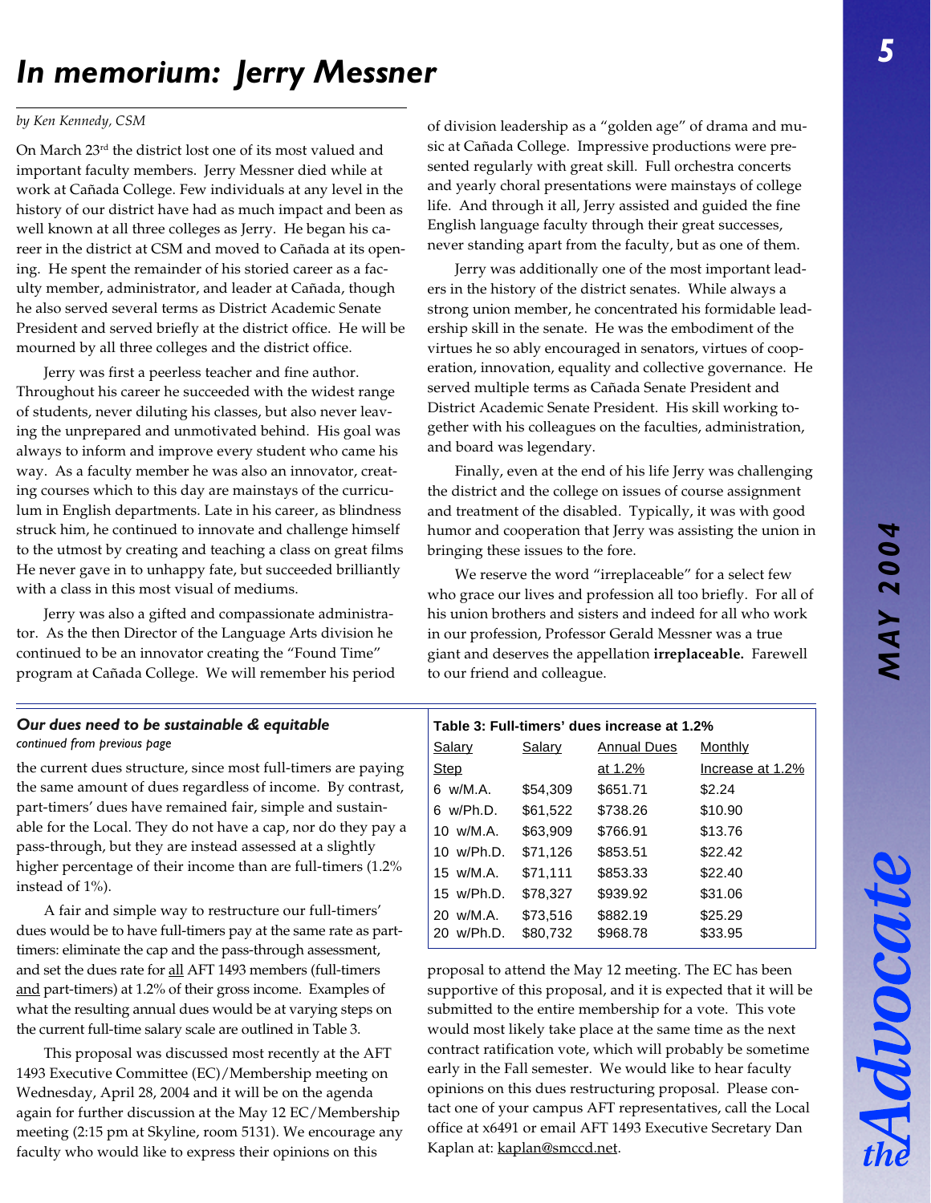# In memorium: Jerry Messner

*by Ken Kennedy, CSM*

On March 23rd the district lost one of its most valued and important faculty members. Jerry Messner died while at work at Cañada College. Few individuals at any level in the history of our district have had as much impact and been as well known at all three colleges as Jerry. He began his career in the district at CSM and moved to Cañada at its opening. He spent the remainder of his storied career as a faculty member, administrator, and leader at Cañada, though he also served several terms as District Academic Senate President and served briefly at the district office. He will be mourned by all three colleges and the district office.

Jerry was first a peerless teacher and fine author. Throughout his career he succeeded with the widest range of students, never diluting his classes, but also never leaving the unprepared and unmotivated behind. His goal was always to inform and improve every student who came his way. As a faculty member he was also an innovator, creating courses which to this day are mainstays of the curriculum in English departments. Late in his career, as blindness struck him, he continued to innovate and challenge himself to the utmost by creating and teaching a class on great films He never gave in to unhappy fate, but succeeded brilliantly with a class in this most visual of mediums.

Jerry was also a gifted and compassionate administrator. As the then Director of the Language Arts division he continued to be an innovator creating the "Found Time" program at Cañada College. We will remember his period of division leadership as a "golden age" of drama and music at Cañada College. Impressive productions were presented regularly with great skill. Full orchestra concerts and yearly choral presentations were mainstays of college life. And through it all, Jerry assisted and guided the fine English language faculty through their great successes, never standing apart from the faculty, but as one of them.

Jerry was additionally one of the most important leaders in the history of the district senates. While always a strong union member, he concentrated his formidable leadership skill in the senate. He was the embodiment of the virtues he so ably encouraged in senators, virtues of cooperation, innovation, equality and collective governance. He served multiple terms as Cañada Senate President and District Academic Senate President. His skill working together with his colleagues on the faculties, administration, and board was legendary.

Finally, even at the end of his life Jerry was challenging the district and the college on issues of course assignment and treatment of the disabled. Typically, it was with good humor and cooperation that Jerry was assisting the union in bringing these issues to the fore.

We reserve the word "irreplaceable" for a select few who grace our lives and profession all too briefly. For all of his union brothers and sisters and indeed for all who work in our profession, Professor Gerald Messner was a true giant and deserves the appellation **irreplaceable.** Farewell to our friend and colleague.

---

### *Our dues need to be sustainable & equitable*

*continued from previous page*

the current dues structure, since most full-timers are paying the same amount of dues regardless of income. By contrast, part-timers' dues have remained fair, simple and sustainable for the Local. They do not have a cap, nor do they pay a pass-through, but they are instead assessed at a slightly higher percentage of their income than are full-timers (1.2% instead of 1%).

A fair and simple way to restructure our full-timers' dues would be to have full-timers pay at the same rate as part-timers: eliminate the cap and the pass-through assessment, and set the dues rate for all AFT 1493 members (full-timers and part-timers) at 1.2% of their gross income. Examples of what the resulting annual dues would be at varying steps on the current full-time salary scale are outlined in Table 3.

**Table 3: Full-timers' dues increase at 1.2%**

| Salary Step | Salary | Annual Dues at 1.2% | Monthly Increase at 1.2% |
|---|---|---|---|
| 6 w/M.A. | $54,309 | $651.71 | $2.24 |
| 6 w/Ph.D. | $61,522 | $738.26 | $10.90 |
| 10 w/M.A. | $63,909 | $766.91 | $13.76 |
| 10 w/Ph.D. | $71,126 | $853.51 | $22.42 |
| 15 w/M.A. | $71,111 | $853.33 | $22.40 |
| 15 w/Ph.D. | $78,327 | $939.92 | $31.06 |
| 20 w/M.A. | $73,516 | $882.19 | $25.29 |
| 20 w/Ph.D. | $80,732 | $968.78 | $33.95 |

This proposal was discussed most recently at the AFT 1493 Executive Committee (EC)/Membership meeting on Wednesday, April 28, 2004 and it will be on the agenda again for further discussion at the May 12 EC/Membership meeting (2:15 pm at Skyline, room 5131). We encourage any faculty who would like to express their opinions on this proposal to attend the May 12 meeting. The EC has been supportive of this proposal, and it is expected that it will be submitted to the entire membership for a vote. This vote would most likely take place at the same time as the next contract ratification vote, which will probably be sometime early in the Fall semester. We would like to hear faculty opinions on this dues restructuring proposal. Please contact one of your campus AFT representatives, call the Local office at x6491 or email AFT 1493 Executive Secretary Dan Kaplan at: kaplan@smccd.net.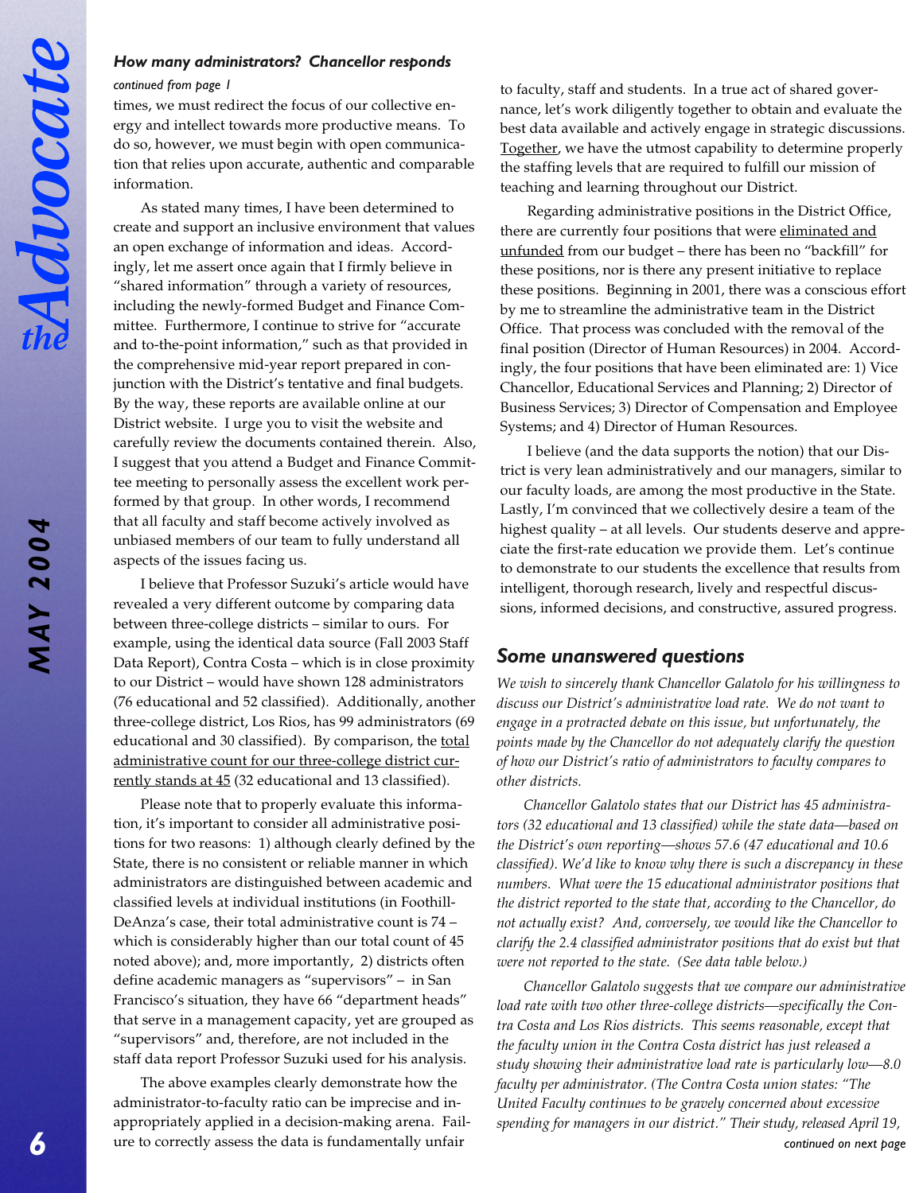### How many administrators? Chancellor responds

*continued from page 1*

times, we must redirect the focus of our collective energy and intellect towards more productive means. To do so, however, we must begin with open communication that relies upon accurate, authentic and comparable information.

As stated many times, I have been determined to create and support an inclusive environment that values an open exchange of information and ideas. Accordingly, let me assert once again that I firmly believe in "shared information" through a variety of resources, including the newly-formed Budget and Finance Committee. Furthermore, I continue to strive for "accurate and to-the-point information," such as that provided in the comprehensive mid-year report prepared in conjunction with the District's tentative and final budgets. By the way, these reports are available online at our District website. I urge you to visit the website and carefully review the documents contained therein. Also, I suggest that you attend a Budget and Finance Committee meeting to personally assess the excellent work performed by that group. In other words, I recommend that all faculty and staff become actively involved as unbiased members of our team to fully understand all aspects of the issues facing us.

I believe that Professor Suzuki's article would have revealed a very different outcome by comparing data between three-college districts – similar to ours. For example, using the identical data source (Fall 2003 Staff Data Report), Contra Costa – which is in close proximity to our District – would have shown 128 administrators (76 educational and 52 classified). Additionally, another three-college district, Los Rios, has 99 administrators (69 educational and 30 classified). By comparison, the <u>total administrative count for our three-college district currently stands at 45</u> (32 educational and 13 classified).

Please note that to properly evaluate this information, it's important to consider all administrative positions for two reasons: 1) although clearly defined by the State, there is no consistent or reliable manner in which administrators are distinguished between academic and classified levels at individual institutions (in Foothill-DeAnza's case, their total administrative count is 74 – which is considerably higher than our total count of 45 noted above); and, more importantly, 2) districts often define academic managers as "supervisors" – in San Francisco's situation, they have 66 "department heads" that serve in a management capacity, yet are grouped as "supervisors" and, therefore, are not included in the staff data report Professor Suzuki used for his analysis.

The above examples clearly demonstrate how the administrator-to-faculty ratio can be imprecise and inappropriately applied in a decision-making arena. Failure to correctly assess the data is fundamentally unfair to faculty, staff and students. In a true act of shared governance, let's work diligently together to obtain and evaluate the best data available and actively engage in strategic discussions. <u>Together</u>, we have the utmost capability to determine properly the staffing levels that are required to fulfill our mission of teaching and learning throughout our District.

Regarding administrative positions in the District Office, there are currently four positions that were <u>eliminated and unfunded</u> from our budget – there has been no "backfill" for these positions, nor is there any present initiative to replace these positions. Beginning in 2001, there was a conscious effort by me to streamline the administrative team in the District Office. That process was concluded with the removal of the final position (Director of Human Resources) in 2004. Accordingly, the four positions that have been eliminated are: 1) Vice Chancellor, Educational Services and Planning; 2) Director of Business Services; 3) Director of Compensation and Employee Systems; and 4) Director of Human Resources.

I believe (and the data supports the notion) that our District is very lean administratively and our managers, similar to our faculty loads, are among the most productive in the State. Lastly, I'm convinced that we collectively desire a team of the highest quality – at all levels. Our students deserve and appreciate the first-rate education we provide them. Let's continue to demonstrate to our students the excellence that results from intelligent, thorough research, lively and respectful discussions, informed decisions, and constructive, assured progress.

## Some unanswered questions

*We wish to sincerely thank Chancellor Galatolo for his willingness to discuss our District's administrative load rate. We do not want to engage in a protracted debate on this issue, but unfortunately, the points made by the Chancellor do not adequately clarify the question of how our District's ratio of administrators to faculty compares to other districts.*

*Chancellor Galatolo states that our District has 45 administrators (32 educational and 13 classified) while the state data—based on the District's own reporting—shows 57.6 (47 educational and 10.6 classified). We'd like to know why there is such a discrepancy in these numbers. What were the 15 educational administrator positions that the district reported to the state that, according to the Chancellor, do not actually exist? And, conversely, we would like the Chancellor to clarify the 2.4 classified administrator positions that do exist but that were not reported to the state. (See data table below.)*

*Chancellor Galatolo suggests that we compare our administrative load rate with two other three-college districts—specifically the Contra Costa and Los Rios districts. This seems reasonable, except that the faculty union in the Contra Costa district has just released a study showing their administrative load rate is particularly low—8.0 faculty per administrator. (The Contra Costa union states: "The United Faculty continues to be gravely concerned about excessive spending for managers in our district." Their study, released April 19,*

*continued on next page*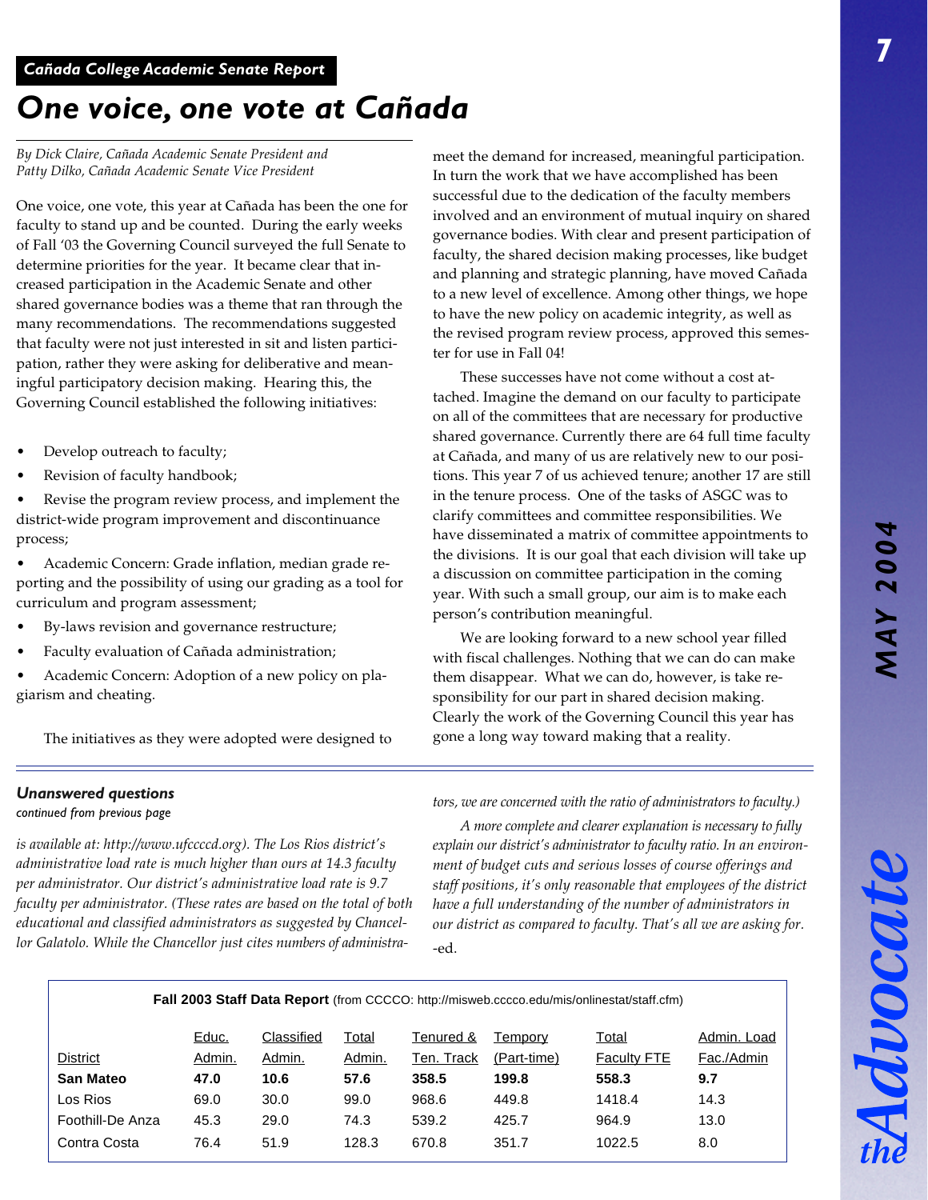*Cañada College Academic Senate Report*

# One voice, one vote at Cañada

*By Dick Claire, Cañada Academic Senate President and Patty Dilko, Cañada Academic Senate Vice President*

One voice, one vote, this year at Cañada has been the one for faculty to stand up and be counted. During the early weeks of Fall '03 the Governing Council surveyed the full Senate to determine priorities for the year. It became clear that increased participation in the Academic Senate and other shared governance bodies was a theme that ran through the many recommendations. The recommendations suggested that faculty were not just interested in sit and listen participation, rather they were asking for deliberative and meaningful participatory decision making. Hearing this, the Governing Council established the following initiatives:

- Develop outreach to faculty;
- Revision of faculty handbook;
- Revise the program review process, and implement the district-wide program improvement and discontinuance process;
- Academic Concern: Grade inflation, median grade reporting and the possibility of using our grading as a tool for curriculum and program assessment;
- By-laws revision and governance restructure;
- Faculty evaluation of Cañada administration;
- Academic Concern: Adoption of a new policy on plagiarism and cheating.

The initiatives as they were adopted were designed to meet the demand for increased, meaningful participation. In turn the work that we have accomplished has been successful due to the dedication of the faculty members involved and an environment of mutual inquiry on shared governance bodies. With clear and present participation of faculty, the shared decision making processes, like budget and planning and strategic planning, have moved Cañada to a new level of excellence. Among other things, we hope to have the new policy on academic integrity, as well as the revised program review process, approved this semester for use in Fall 04!

These successes have not come without a cost attached. Imagine the demand on our faculty to participate on all of the committees that are necessary for productive shared governance. Currently there are 64 full time faculty at Cañada, and many of us are relatively new to our positions. This year 7 of us achieved tenure; another 17 are still in the tenure process. One of the tasks of ASGC was to clarify committees and committee responsibilities. We have disseminated a matrix of committee appointments to the divisions. It is our goal that each division will take up a discussion on committee participation in the coming year. With such a small group, our aim is to make each person's contribution meaningful.

We are looking forward to a new school year filled with fiscal challenges. Nothing that we can do can make them disappear. What we can do, however, is take responsibility for our part in shared decision making. Clearly the work of the Governing Council this year has gone a long way toward making that a reality.

---

### *Unanswered questions*

*continued from previous page*

*is available at: http://www.ufccccd.org). The Los Rios district's administrative load rate is much higher than ours at 14.3 faculty per administrator. Our district's administrative load rate is 9.7 faculty per administrator. (These rates are based on the total of both educational and classified administrators as suggested by Chancellor Galatolo. While the Chancellor just cites numbers of administrators, we are concerned with the ratio of administrators to faculty.)*

*A more complete and clearer explanation is necessary to fully explain our district's administrator to faculty ratio. In an environment of budget cuts and serious losses of course offerings and staff positions, it's only reasonable that employees of the district have a full understanding of the number of administrators in our district as compared to faculty. That's all we are asking for.*

-ed.

**Fall 2003 Staff Data Report** (from CCCCO: http://misweb.cccco.edu/mis/onlinestat/staff.cfm)

| District | Educ. Admin. | Classified Admin. | Total Admin. | Tenured & Ten. Track | Tempory (Part-time) | Total Faculty FTE | Admin. Load Fac./Admin |
|---|---|---|---|---|---|---|---|
| **San Mateo** | **47.0** | **10.6** | **57.6** | **358.5** | **199.8** | **558.3** | **9.7** |
| Los Rios | 69.0 | 30.0 | 99.0 | 968.6 | 449.8 | 1418.4 | 14.3 |
| Foothill-De Anza | 45.3 | 29.0 | 74.3 | 539.2 | 425.7 | 964.9 | 13.0 |
| Contra Costa | 76.4 | 51.9 | 128.3 | 670.8 | 351.7 | 1022.5 | 8.0 |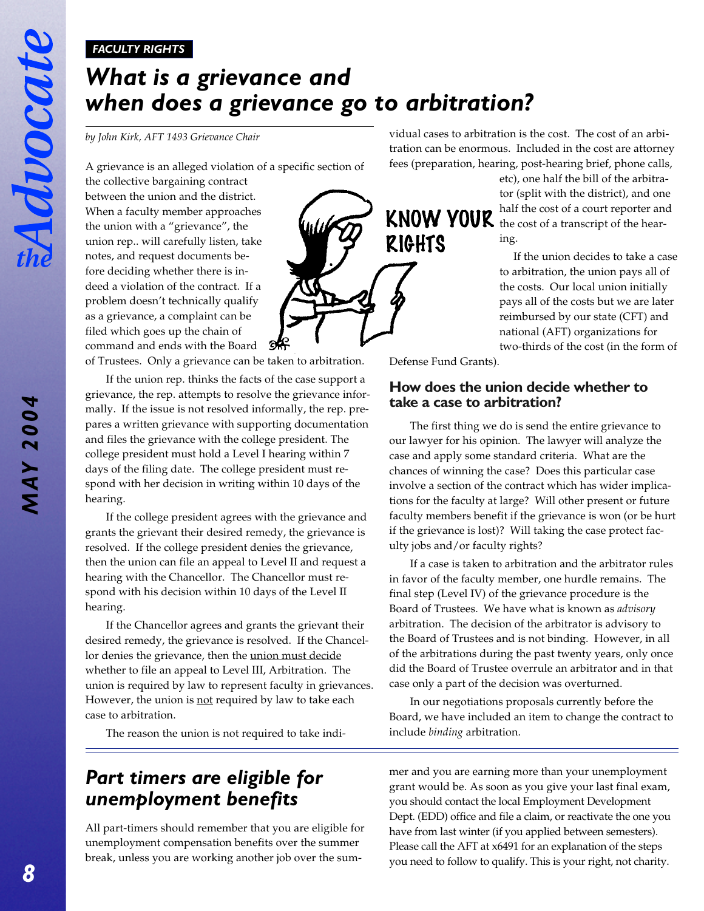FACULTY RIGHTS

# What is a grievance and when does a grievance go to arbitration?

*by John Kirk, AFT 1493 Grievance Chair*

A grievance is an alleged violation of a specific section of the collective bargaining contract between the union and the district. When a faculty member approaches the union with a "grievance", the union rep.. will carefully listen, take notes, and request documents before deciding whether there is indeed a violation of the contract. If a problem doesn't technically qualify as a grievance, a complaint can be filed which goes up the chain of command and ends with the Board of Trustees. Only a grievance can be taken to arbitration.

If the union rep. thinks the facts of the case support a grievance, the rep. attempts to resolve the grievance informally. If the issue is not resolved informally, the rep. prepares a written grievance with supporting documentation and files the grievance with the college president. The college president must hold a Level I hearing within 7 days of the filing date. The college president must respond with her decision in writing within 10 days of the hearing.

If the college president agrees with the grievance and grants the grievant their desired remedy, the grievance is resolved. If the college president denies the grievance, then the union can file an appeal to Level II and request a hearing with the Chancellor. The Chancellor must respond with his decision within 10 days of the Level II hearing.

If the Chancellor agrees and grants the grievant their desired remedy, the grievance is resolved. If the Chancellor denies the grievance, then the union must decide whether to file an appeal to Level III, Arbitration. The union is required by law to represent faculty in grievances. However, the union is not required by law to take each case to arbitration.

The reason the union is not required to take individual cases to arbitration is the cost. The cost of an arbitration can be enormous. Included in the cost are attorney fees (preparation, hearing, post-hearing brief, phone calls, etc), one half the bill of the arbitrator (split with the district), and one half the cost of a court reporter and the cost of a transcript of the hearing.

If the union decides to take a case to arbitration, the union pays all of the costs. Our local union initially pays all of the costs but we are later reimbursed by our state (CFT) and national (AFT) organizations for two-thirds of the cost (in the form of Defense Fund Grants).

KNOW YOUR RIGHTS

## How does the union decide whether to take a case to arbitration?

The first thing we do is send the entire grievance to our lawyer for his opinion. The lawyer will analyze the case and apply some standard criteria. What are the chances of winning the case? Does this particular case involve a section of the contract which has wider implications for the faculty at large? Will other present or future faculty members benefit if the grievance is won (or be hurt if the grievance is lost)? Will taking the case protect faculty jobs and/or faculty rights?

If a case is taken to arbitration and the arbitrator rules in favor of the faculty member, one hurdle remains. The final step (Level IV) of the grievance procedure is the Board of Trustees. We have what is known as *advisory* arbitration. The decision of the arbitrator is advisory to the Board of Trustees and is not binding. However, in all of the arbitrations during the past twenty years, only once did the Board of Trustee overrule an arbitrator and in that case only a part of the decision was overturned.

In our negotiations proposals currently before the Board, we have included an item to change the contract to include *binding* arbitration.

# Part timers are eligible for unemployment benefits

All part-timers should remember that you are eligible for unemployment compensation benefits over the summer break, unless you are working another job over the summer and you are earning more than your unemployment grant would be. As soon as you give your last final exam, you should contact the local Employment Development Dept. (EDD) office and file a claim, or reactivate the one you have from last winter (if you applied between semesters). Please call the AFT at x6491 for an explanation of the steps you need to follow to qualify. This is your right, not charity.